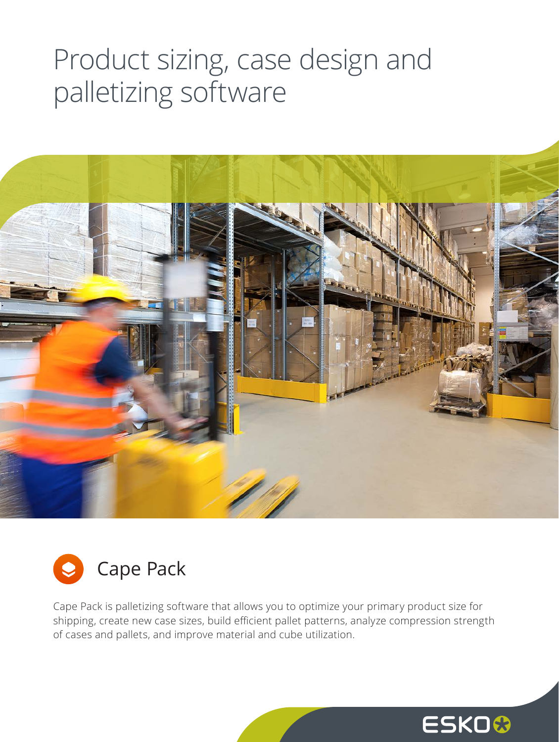# Product sizing, case design and palletizing software

## Cape Pack

Cape Pack is palletizing software that allows you to optimize your primary product size for shipping, create new case sizes, build efficient pallet patterns, analyze compression strength of cases and pallets, and improve material and cube utilization.

ESKO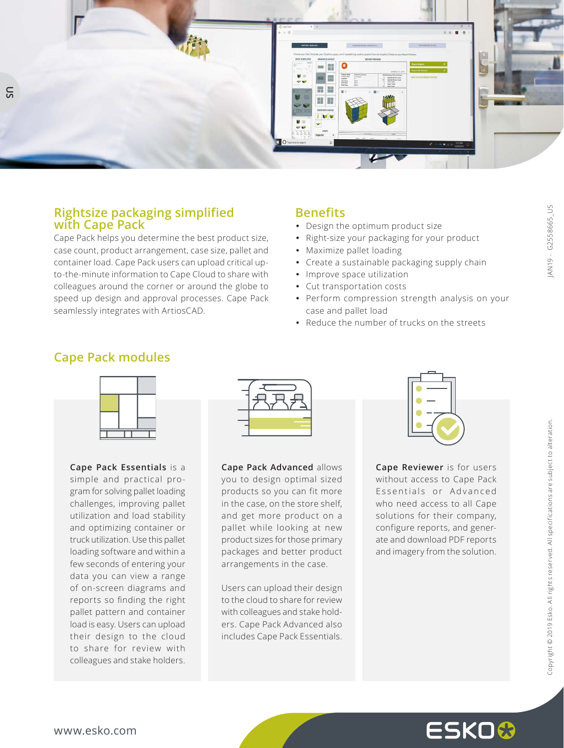## Rightsize packaging simplified with Cape Pack

Cape Pack helps you determine the best product size, case count, product arrangement, case size, pallet and container load. Cape Pack users can upload critical up-to-the-minute information to Cape Cloud to share with colleagues around the corner or around the globe to speed up design and approval processes. Cape Pack seamlessly integrates with ArtiosCAD.

## Benefits

- Design the optimum product size
- Right-size your packaging for your product
- Maximize pallet loading
- Create a sustainable packaging supply chain
- Improve space utilization
- Cut transportation costs
- Perform compression strength analysis on your case and pallet load
- Reduce the number of trucks on the streets

## Cape Pack modules

**Cape Pack Essentials** is a simple and practical program for solving pallet loading challenges, improving pallet utilization and load stability and optimizing container or truck utilization. Use this pallet loading software and within a few seconds of entering your data you can view a range of on-screen diagrams and reports so finding the right pallet pattern and container load is easy. Users can upload their design to the cloud to share for review with colleagues and stake holders.

**Cape Pack Advanced** allows you to design optimal sized products so you can fit more in the case, on the store shelf, and get more product on a pallet while looking at new product sizes for those primary packages and better product arrangements in the case.

Users can upload their design to the cloud to share for review with colleagues and stake holders. Cape Pack Advanced also includes Cape Pack Essentials.

**Cape Reviewer** is for users without access to Cape Pack Essentials or Advanced who need access to all Cape solutions for their company, configure reports, and generate and download PDF reports and imagery from the solution.

JAN19 - G2558665_US

Copyright © 2019 Esko. All rights reserved. All specifications are subject to alteration.

www.esko.com